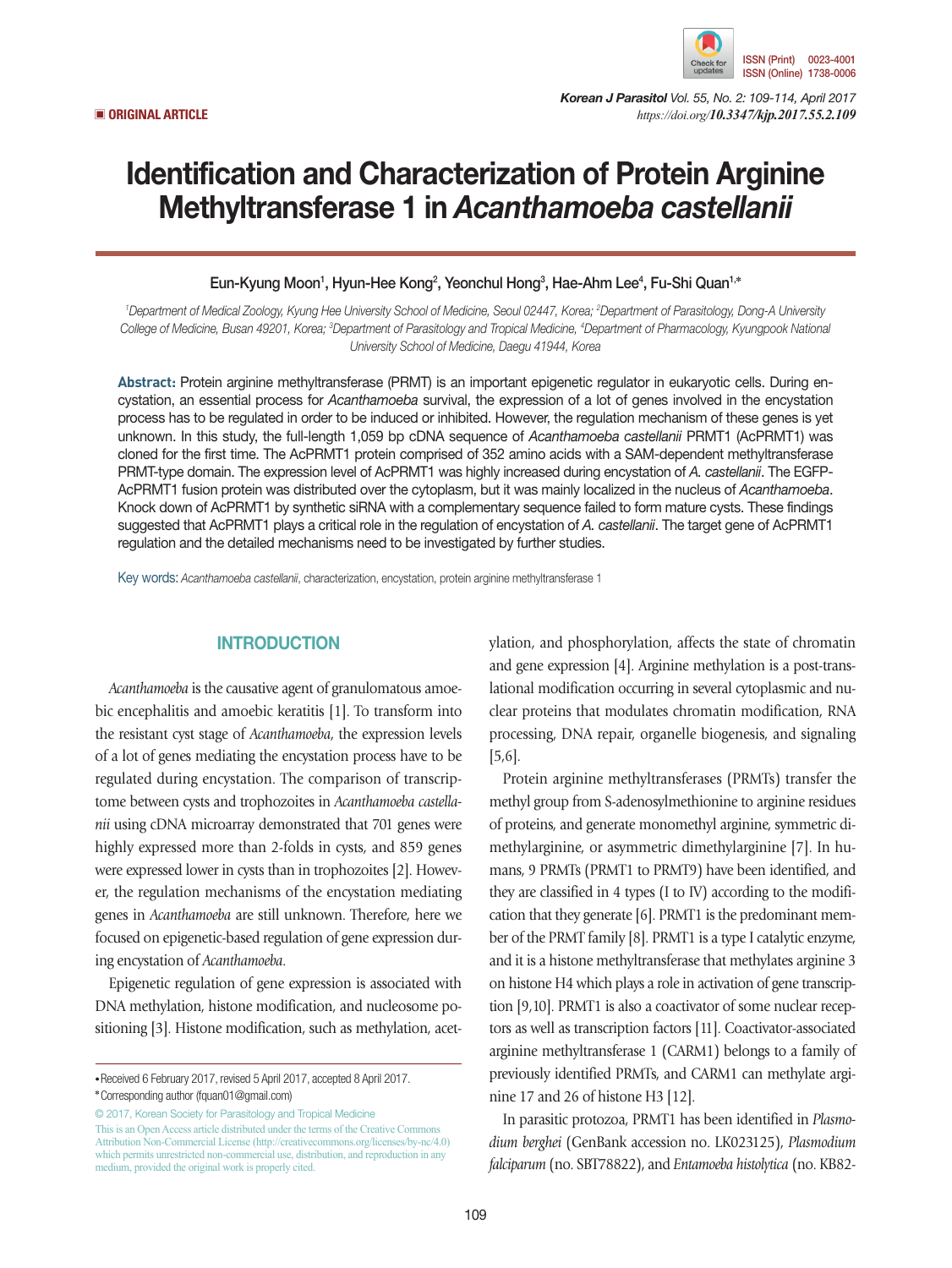**ORIGINAL ARTICLE**

# Identification and Characterization of Protein Arginine Methyltransferase 1 in *Acanthamoeba castellanii*

Eun-Kyung Moon[1], Hyun-Hee Kong[2], Yeonchul Hong[3], Hae-Ahm Lee[4], Fu-Shi Quan[1,*]

[1]Department of Medical Zoology, Kyung Hee University School of Medicine, Seoul 02447, Korea; [2]Department of Parasitology, Dong-A University College of Medicine, Busan 49201, Korea; [3]Department of Parasitology and Tropical Medicine, [4]Department of Pharmacology, Kyungpook National University School of Medicine, Daegu 41944, Korea

**Abstract:** Protein arginine methyltransferase (PRMT) is an important epigenetic regulator in eukaryotic cells. During encystation, an essential process for *Acanthamoeba* survival, the expression of a lot of genes involved in the encystation process has to be regulated in order to be induced or inhibited. However, the regulation mechanism of these genes is yet unknown. In this study, the full-length 1,059 bp cDNA sequence of *Acanthamoeba castellanii* PRMT1 (AcPRMT1) was cloned for the first time. The AcPRMT1 protein comprised of 352 amino acids with a SAM-dependent methyltransferase PRMT-type domain. The expression level of AcPRMT1 was highly increased during encystation of *A. castellanii*. The EGFP-AcPRMT1 fusion protein was distributed over the cytoplasm, but it was mainly localized in the nucleus of *Acanthamoeba*. Knock down of AcPRMT1 by synthetic siRNA with a complementary sequence failed to form mature cysts. These findings suggested that AcPRMT1 plays a critical role in the regulation of encystation of *A. castellanii*. The target gene of AcPRMT1 regulation and the detailed mechanisms need to be investigated by further studies.

Key words: *Acanthamoeba castellanii*, characterization, encystation, protein arginine methyltransferase 1

## INTRODUCTION

*Acanthamoeba* is the causative agent of granulomatous amoebic encephalitis and amoebic keratitis [1]. To transform into the resistant cyst stage of *Acanthamoeba*, the expression levels of a lot of genes mediating the encystation process have to be regulated during encystation. The comparison of transcriptome between cysts and trophozoites in *Acanthamoeba castellanii* using cDNA microarray demonstrated that 701 genes were highly expressed more than 2-folds in cysts, and 859 genes were expressed lower in cysts than in trophozoites [2]. However, the regulation mechanisms of the encystation mediating genes in *Acanthamoeba* are still unknown. Therefore, here we focused on epigenetic-based regulation of gene expression during encystation of *Acanthamoeba*.

Epigenetic regulation of gene expression is associated with DNA methylation, histone modification, and nucleosome positioning [3]. Histone modification, such as methylation, acetylation, and phosphorylation, affects the state of chromatin and gene expression [4]. Arginine methylation is a post-translational modification occurring in several cytoplasmic and nuclear proteins that modulates chromatin modification, RNA processing, DNA repair, organelle biogenesis, and signaling [5,6].

Protein arginine methyltransferases (PRMTs) transfer the methyl group from S-adenosylmethionine to arginine residues of proteins, and generate monomethyl arginine, symmetric dimethylarginine, or asymmetric dimethylarginine [7]. In humans, 9 PRMTs (PRMT1 to PRMT9) have been identified, and they are classified in 4 types (I to IV) according to the modification that they generate [6]. PRMT1 is the predominant member of the PRMT family [8]. PRMT1 is a type I catalytic enzyme, and it is a histone methyltransferase that methylates arginine 3 on histone H4 which plays a role in activation of gene transcription [9,10]. PRMT1 is also a coactivator of some nuclear receptors as well as transcription factors [11]. Coactivator-associated arginine methyltransferase 1 (CARM1) belongs to a family of previously identified PRMTs, and CARM1 can methylate arginine 17 and 26 of histone H3 [12].

In parasitic protozoa, PRMT1 has been identified in *Plasmodium berghei* (GenBank accession no. LK023125), *Plasmodium falciparum* (no. SBT78822), and *Entamoeba histolytica* (no. KB82-

• Received 6 February 2017, revised 5 April 2017, accepted 8 April 2017.
* Corresponding author (fquan01@gmail.com)

© 2017, Korean Society for Parasitology and Tropical Medicine
This is an Open Access article distributed under the terms of the Creative Commons Attribution Non-Commercial License (http://creativecommons.org/licenses/by-nc/4.0) which permits unrestricted non-commercial use, distribution, and reproduction in any medium, provided the original work is properly cited.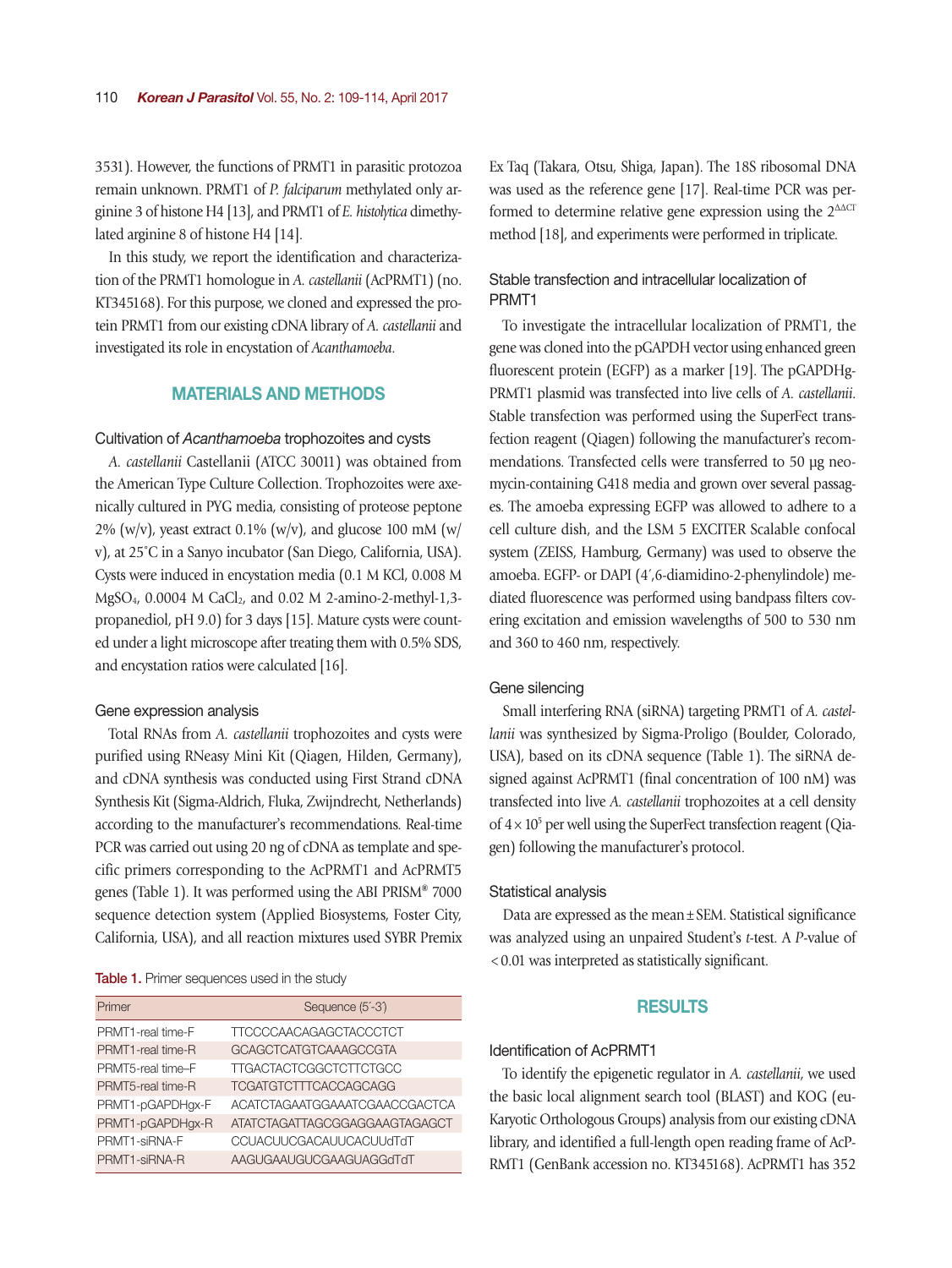3531). However, the functions of PRMT1 in parasitic protozoa remain unknown. PRMT1 of *P. falciparum* methylated only arginine 3 of histone H4 [13], and PRMT1 of *E. histolytica* dimethylated arginine 8 of histone H4 [14].

In this study, we report the identification and characterization of the PRMT1 homologue in *A. castellanii* (AcPRMT1) (no. KT345168). For this purpose, we cloned and expressed the protein PRMT1 from our existing cDNA library of *A. castellanii* and investigated its role in encystation of *Acanthamoeba*.

## MATERIALS AND METHODS

### Cultivation of *Acanthamoeba* trophozoites and cysts

*A. castellanii* Castellanii (ATCC 30011) was obtained from the American Type Culture Collection. Trophozoites were axenically cultured in PYG media, consisting of proteose peptone 2% (w/v), yeast extract 0.1% (w/v), and glucose 100 mM (w/v), at 25˚C in a Sanyo incubator (San Diego, California, USA). Cysts were induced in encystation media (0.1 M KCl, 0.008 M $MgSO_4$, 0.0004 M $CaCl_2$, and 0.02 M 2-amino-2-methyl-1,3-propanediol, pH 9.0) for 3 days [15]. Mature cysts were counted under a light microscope after treating them with 0.5% SDS, and encystation ratios were calculated [16].

### Gene expression analysis

Total RNAs from *A. castellanii* trophozoites and cysts were purified using RNeasy Mini Kit (Qiagen, Hilden, Germany), and cDNA synthesis was conducted using First Strand cDNA Synthesis Kit (Sigma-Aldrich, Fluka, Zwijndrecht, Netherlands) according to the manufacturer's recommendations. Real-time PCR was carried out using 20 ng of cDNA as template and specific primers corresponding to the AcPRMT1 and AcPRMT5 genes (Table 1). It was performed using the ABI PRISM® 7000 sequence detection system (Applied Biosystems, Foster City, California, USA), and all reaction mixtures used SYBR Premix Ex Taq (Takara, Otsu, Shiga, Japan). The 18S ribosomal DNA was used as the reference gene [17]. Real-time PCR was performed to determine relative gene expression using the $2^{\Delta\Delta CT}$ method [18], and experiments were performed in triplicate.

**Table 1.** Primer sequences used in the study

| Primer | Sequence (5´-3´) |
|---|---|
| PRMT1-real time-F | TTCCCCAACAGAGCTACCCTCT |
| PRMT1-real time-R | GCAGCTCATGTCAAAGCCGTA |
| PRMT5-real time–F | TTGACTACTCGGCTCTTCTGCC |
| PRMT5-real time-R | TCGATGTCTTTCACCAGCAGG |
| PRMT1-pGAPDHgx-F | ACATCTAGAATGGAAATCGAACCGACTCA |
| PRMT1-pGAPDHgx-R | ATATCTAGATTAGCGGAGGAAGTAGAGCT |
| PRMT1-siRNA-F | CCUACUUCGACAUUCACUUdTdT |
| PRMT1-siRNA-R | AAGUGAAUGUCGAAGUAGGdTdT |

### Stable transfection and intracellular localization of PRMT1

To investigate the intracellular localization of PRMT1, the gene was cloned into the pGAPDH vector using enhanced green fluorescent protein (EGFP) as a marker [19]. The pGAPDHg-PRMT1 plasmid was transfected into live cells of *A. castellanii*. Stable transfection was performed using the SuperFect transfection reagent (Qiagen) following the manufacturer's recommendations. Transfected cells were transferred to 50 μg neomycin-containing G418 media and grown over several passages. The amoeba expressing EGFP was allowed to adhere to a cell culture dish, and the LSM 5 EXCITER Scalable confocal system (ZEISS, Hamburg, Germany) was used to observe the amoeba. EGFP- or DAPI (4′,6-diamidino-2-phenylindole) mediated fluorescence was performed using bandpass filters covering excitation and emission wavelengths of 500 to 530 nm and 360 to 460 nm, respectively.

### Gene silencing

Small interfering RNA (siRNA) targeting PRMT1 of *A. castellanii* was synthesized by Sigma-Proligo (Boulder, Colorado, USA), based on its cDNA sequence (Table 1). The siRNA designed against AcPRMT1 (final concentration of 100 nM) was transfected into live *A. castellanii* trophozoites at a cell density of $4 \times 10^5$ per well using the SuperFect transfection reagent (Qiagen) following the manufacturer's protocol.

### Statistical analysis

Data are expressed as the mean ± SEM. Statistical significance was analyzed using an unpaired Student's *t*-test. A *P*-value of $<0.01$ was interpreted as statistically significant.

## RESULTS

### Identification of AcPRMT1

To identify the epigenetic regulator in *A. castellanii*, we used the basic local alignment search tool (BLAST) and KOG (euKaryotic Orthologous Groups) analysis from our existing cDNA library, and identified a full-length open reading frame of AcPRMT1 (GenBank accession no. KT345168). AcPRMT1 has 352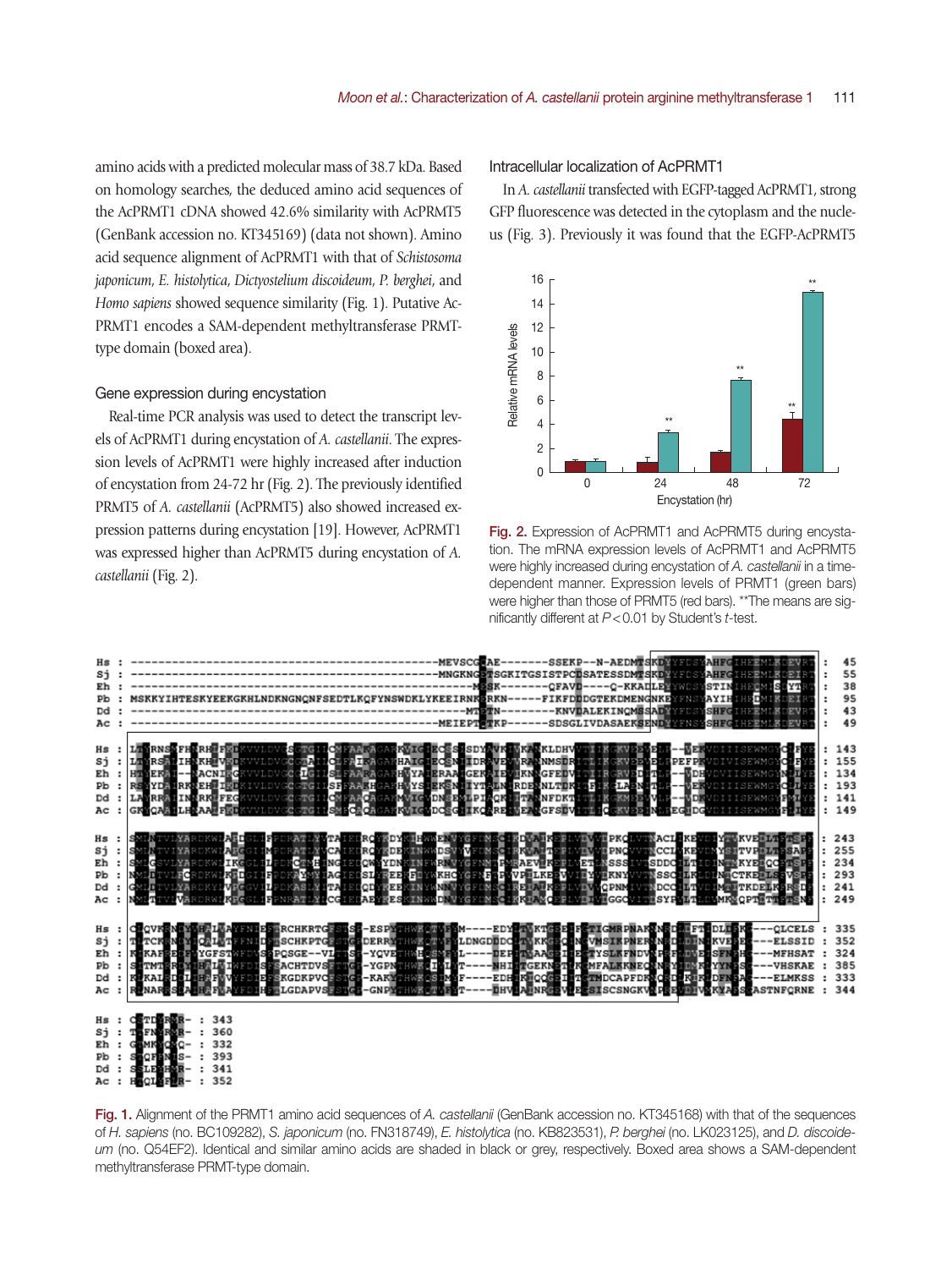amino acids with a predicted molecular mass of 38.7 kDa. Based on homology searches, the deduced amino acid sequences of the AcPRMT1 cDNA showed 42.6% similarity with AcPRMT5 (GenBank accession no. KT345169) (data not shown). Amino acid sequence alignment of AcPRMT1 with that of *Schistosoma japonicum*, *E. histolytica*, *Dictyostelium discoideum*, *P. berghei*, and *Homo sapiens* showed sequence similarity (Fig. 1). Putative AcPRMT1 encodes a SAM-dependent methyltransferase PRMT-type domain (boxed area).

### Gene expression during encystation

Real-time PCR analysis was used to detect the transcript levels of AcPRMT1 during encystation of *A. castellanii*. The expression levels of AcPRMT1 were highly increased after induction of encystation from 24-72 hr (Fig. 2). The previously identified PRMT5 of *A. castellanii* (AcPRMT5) also showed increased expression patterns during encystation [19]. However, AcPRMT1 was expressed higher than AcPRMT5 during encystation of *A. castellanii* (Fig. 2).

### Intracellular localization of AcPRMT1

In *A. castellanii* transfected with EGFP-tagged AcPRMT1, strong GFP fluorescence was detected in the cytoplasm and the nucleus (Fig. 3). Previously it was found that the EGFP-AcPRMT5

**Fig. 2.** Expression of AcPRMT1 and AcPRMT5 during encystation. The mRNA expression levels of AcPRMT1 and AcPRMT5 were highly increased during encystation of *A. castellanii* in a time-dependent manner. Expression levels of PRMT1 (green bars) were higher than those of PRMT5 (red bars). **The means are significantly different at $P<0.01$ by Student's *t*-test.

**Fig. 1.** Alignment of the PRMT1 amino acid sequences of *A. castellanii* (GenBank accession no. KT345168) with that of the sequences of *H. sapiens* (no. BC109282), *S. japonicum* (no. FN318749), *E. histolytica* (no. KB823531), *P. berghei* (no. LK023125), and *D. discoideum* (no. Q54EF2). Identical and similar amino acids are shaded in black or grey, respectively. Boxed area shows a SAM-dependent methyltransferase PRMT-type domain.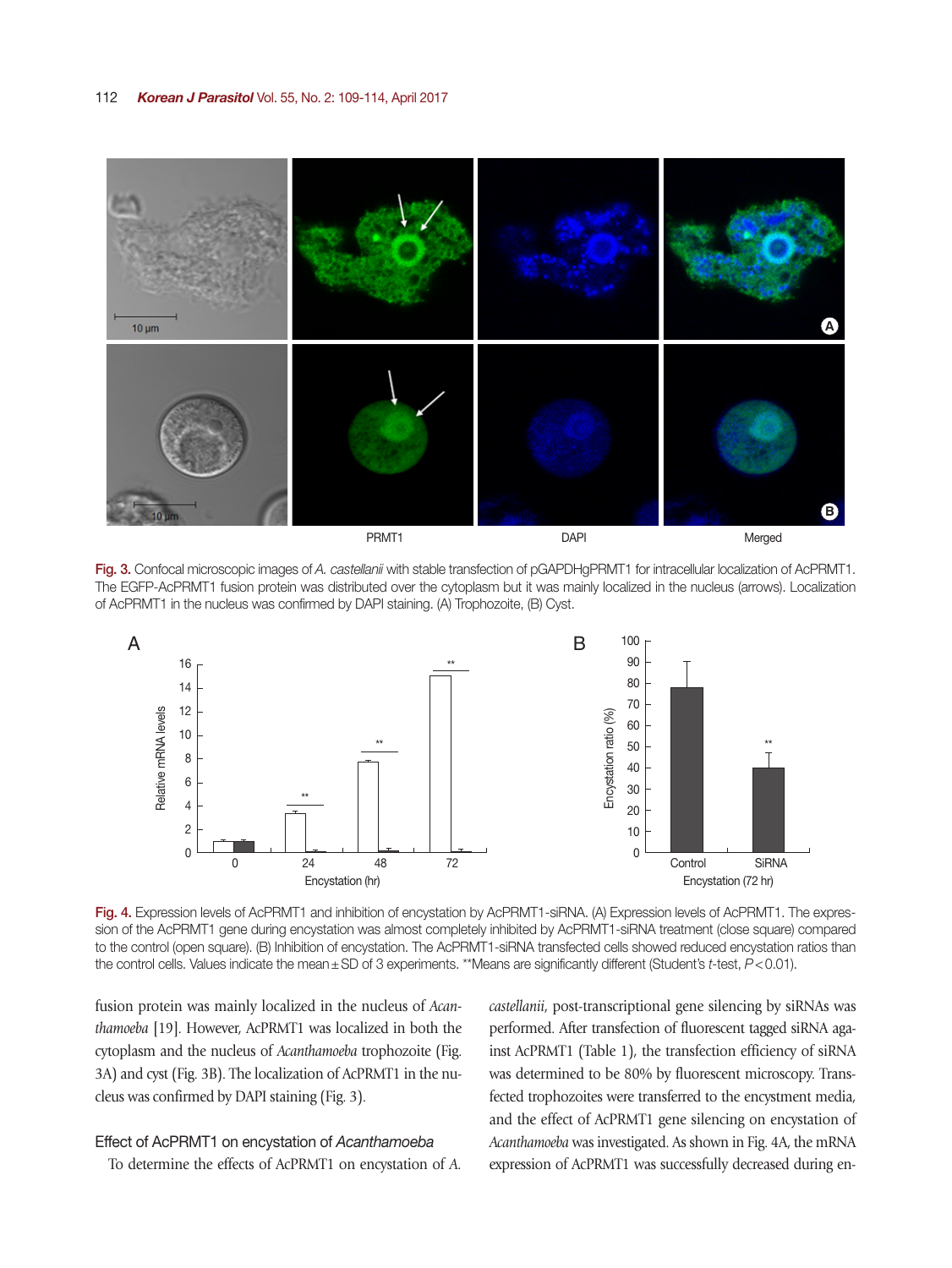Fig. 3. Confocal microscopic images of *A. castellanii* with stable transfection of pGAPDHgPRMT1 for intracellular localization of AcPRMT1. The EGFP-AcPRMT1 fusion protein was distributed over the cytoplasm but it was mainly localized in the nucleus (arrows). Localization of AcPRMT1 in the nucleus was confirmed by DAPI staining. (A) Trophozoite, (B) Cyst.

Fig. 4. Expression levels of AcPRMT1 and inhibition of encystation by AcPRMT1-siRNA. (A) Expression levels of AcPRMT1. The expression of the AcPRMT1 gene during encystation was almost completely inhibited by AcPRMT1-siRNA treatment (close square) compared to the control (open square). (B) Inhibition of encystation. The AcPRMT1-siRNA transfected cells showed reduced encystation ratios than the control cells. Values indicate the mean±SD of 3 experiments. **Means are significantly different (Student's *t*-test, $P<0.01$).

fusion protein was mainly localized in the nucleus of *Acanthamoeba* [19]. However, AcPRMT1 was localized in both the cytoplasm and the nucleus of *Acanthamoeba* trophozoite (Fig. 3A) and cyst (Fig. 3B). The localization of AcPRMT1 in the nucleus was confirmed by DAPI staining (Fig. 3).

### Effect of AcPRMT1 on encystation of *Acanthamoeba*

To determine the effects of AcPRMT1 on encystation of *A. castellanii*, post-transcriptional gene silencing by siRNAs was performed. After transfection of fluorescent tagged siRNA against AcPRMT1 (Table 1), the transfection efficiency of siRNA was determined to be 80% by fluorescent microscopy. Transfected trophozoites were transferred to the encystment media, and the effect of AcPRMT1 gene silencing on encystation of *Acanthamoeba* was investigated. As shown in Fig. 4A, the mRNA expression of AcPRMT1 was successfully decreased during en-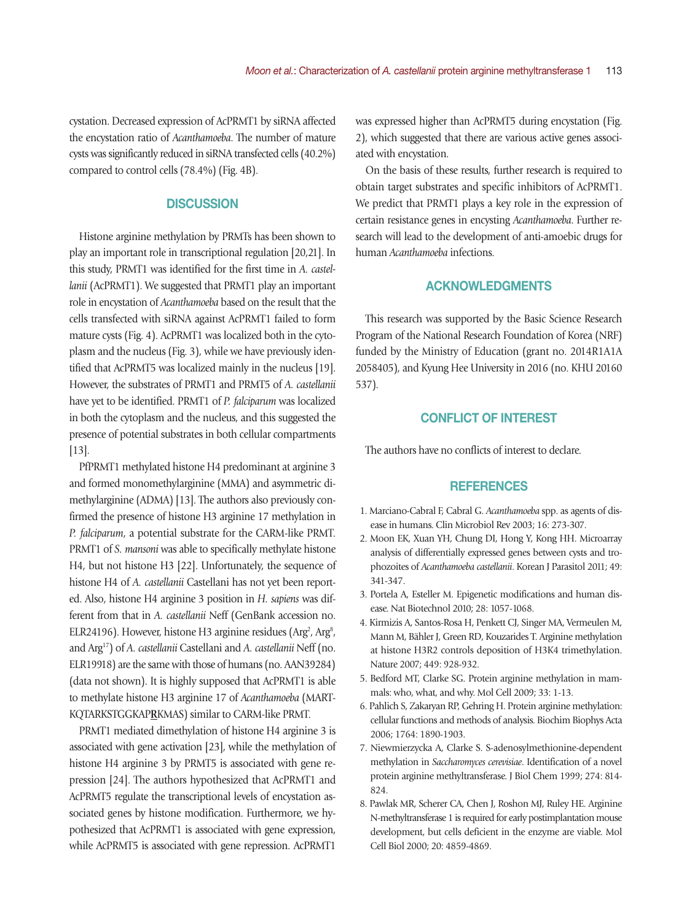cystation. Decreased expression of AcPRMT1 by siRNA affected the encystation ratio of *Acanthamoeba*. The number of mature cysts was significantly reduced in siRNA transfected cells (40.2%) compared to control cells (78.4%) (Fig. 4B).

## DISCUSSION

Histone arginine methylation by PRMTs has been shown to play an important role in transcriptional regulation [20,21]. In this study, PRMT1 was identified for the first time in *A. castellanii* (AcPRMT1). We suggested that PRMT1 play an important role in encystation of *Acanthamoeba* based on the result that the cells transfected with siRNA against AcPRMT1 failed to form mature cysts (Fig. 4). AcPRMT1 was localized both in the cytoplasm and the nucleus (Fig. 3), while we have previously identified that AcPRMT5 was localized mainly in the nucleus [19]. However, the substrates of PRMT1 and PRMT5 of *A. castellanii* have yet to be identified. PRMT1 of *P. falciparum* was localized in both the cytoplasm and the nucleus, and this suggested the presence of potential substrates in both cellular compartments [13].

PfPRMT1 methylated histone H4 predominant at arginine 3 and formed monomethylarginine (MMA) and asymmetric dimethylarginine (ADMA) [13]. The authors also previously confirmed the presence of histone H3 arginine 17 methylation in *P. falciparum*, a potential substrate for the CARM-like PRMT. PRMT1 of *S. mansoni* was able to specifically methylate histone H4, but not histone H3 [22]. Unfortunately, the sequence of histone H4 of *A. castellanii* Castellani has not yet been reported. Also, histone H4 arginine 3 position in *H. sapiens* was different from that in *A. castellanii* Neff (GenBank accession no. ELR24196). However, histone H3 arginine residues ($Arg^{2}$, $Arg^{8}$, and $Arg^{17}$) of *A. castellanii* Castellani and *A. castellanii* Neff (no. ELR19918) are the same with those of humans (no. AAN39284) (data not shown). It is highly supposed that AcPRMT1 is able to methylate histone H3 arginine 17 of *Acanthamoeba* (MARTKQTARKSTGGKAP**R**KMAS) similar to CARM-like PRMT.

PRMT1 mediated dimethylation of histone H4 arginine 3 is associated with gene activation [23], while the methylation of histone H4 arginine 3 by PRMT5 is associated with gene repression [24]. The authors hypothesized that AcPRMT1 and AcPRMT5 regulate the transcriptional levels of encystation associated genes by histone modification. Furthermore, we hypothesized that AcPRMT1 is associated with gene expression, while AcPRMT5 is associated with gene repression. AcPRMT1 was expressed higher than AcPRMT5 during encystation (Fig. 2), which suggested that there are various active genes associated with encystation.

On the basis of these results, further research is required to obtain target substrates and specific inhibitors of AcPRMT1. We predict that PRMT1 plays a key role in the expression of certain resistance genes in encysting *Acanthamoeba*. Further research will lead to the development of anti-amoebic drugs for human *Acanthamoeba* infections.

## ACKNOWLEDGMENTS

This research was supported by the Basic Science Research Program of the National Research Foundation of Korea (NRF) funded by the Ministry of Education (grant no. 2014R1A1A2058405), and Kyung Hee University in 2016 (no. KHU 20160537).

## CONFLICT OF INTEREST

The authors have no conflicts of interest to declare.

## REFERENCES

1. Marciano-Cabral F, Cabral G. *Acanthamoeba* spp. as agents of disease in humans. Clin Microbiol Rev 2003; 16: 273-307.
2. Moon EK, Xuan YH, Chung DI, Hong Y, Kong HH. Microarray analysis of differentially expressed genes between cysts and trophozoites of *Acanthamoeba castellanii*. Korean J Parasitol 2011; 49: 341-347.
3. Portela A, Esteller M. Epigenetic modifications and human disease. Nat Biotechnol 2010; 28: 1057-1068.
4. Kirmizis A, Santos-Rosa H, Penkett CJ, Singer MA, Vermeulen M, Mann M, Bähler J, Green RD, Kouzarides T. Arginine methylation at histone H3R2 controls deposition of H3K4 trimethylation. Nature 2007; 449: 928-932.
5. Bedford MT, Clarke SG. Protein arginine methylation in mammals: who, what, and why. Mol Cell 2009; 33: 1-13.
6. Pahlich S, Zakaryan RP, Gehring H. Protein arginine methylation: cellular functions and methods of analysis. Biochim Biophys Acta 2006; 1764: 1890-1903.
7. Niewmierzycka A, Clarke S. S-adenosylmethionine-dependent methylation in *Saccharomyces cerevisiae*. Identification of a novel protein arginine methyltransferase. J Biol Chem 1999; 274: 814-824.
8. Pawlak MR, Scherer CA, Chen J, Roshon MJ, Ruley HE. Arginine N-methyltransferase 1 is required for early postimplantation mouse development, but cells deficient in the enzyme are viable. Mol Cell Biol 2000; 20: 4859-4869.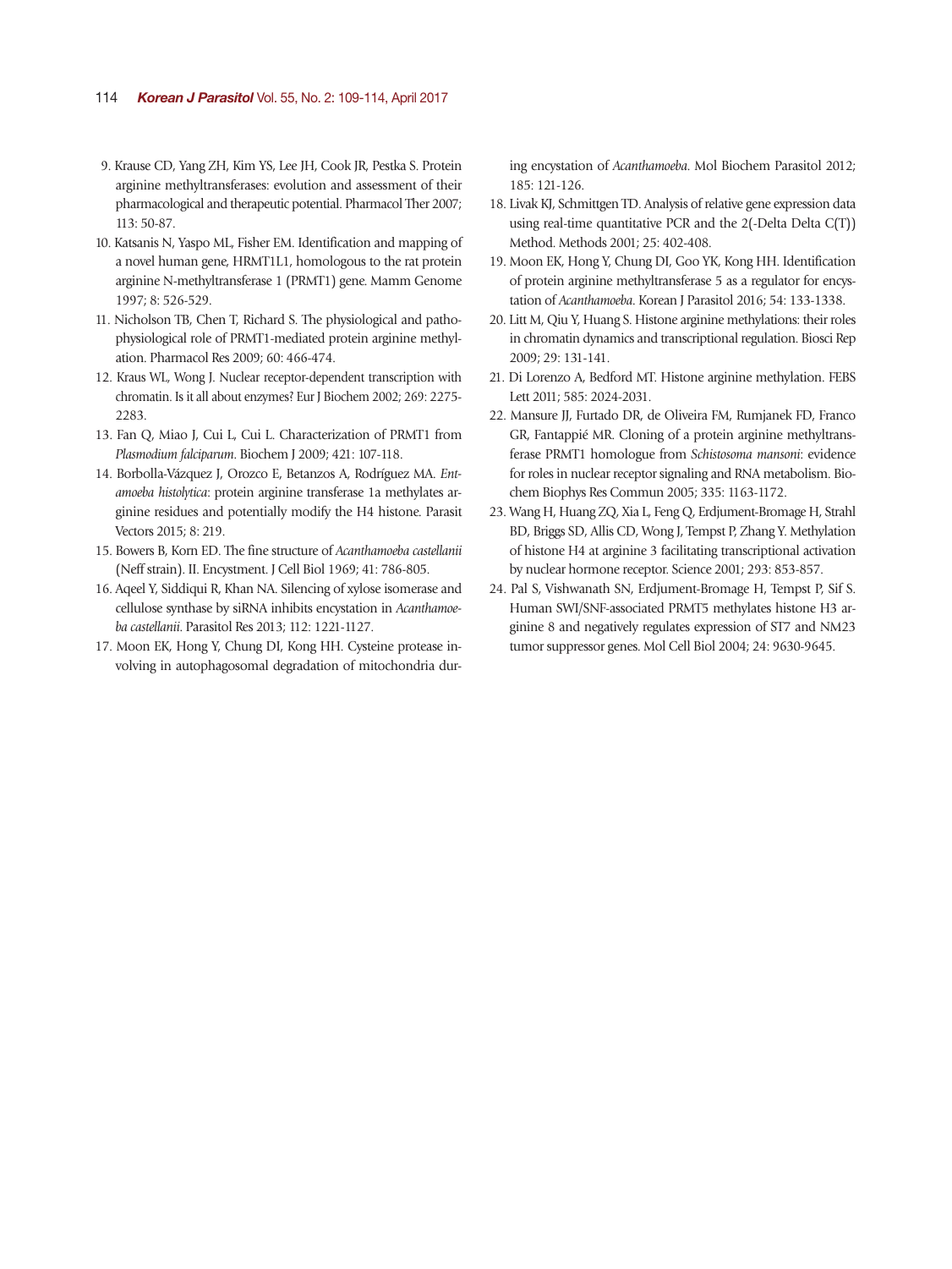9. Krause CD, Yang ZH, Kim YS, Lee JH, Cook JR, Pestka S. Protein arginine methyltransferases: evolution and assessment of their pharmacological and therapeutic potential. Pharmacol Ther 2007; 113: 50-87.
10. Katsanis N, Yaspo ML, Fisher EM. Identification and mapping of a novel human gene, HRMT1L1, homologous to the rat protein arginine N-methyltransferase 1 (PRMT1) gene. Mamm Genome 1997; 8: 526-529.
11. Nicholson TB, Chen T, Richard S. The physiological and pathophysiological role of PRMT1-mediated protein arginine methylation. Pharmacol Res 2009; 60: 466-474.
12. Kraus WL, Wong J. Nuclear receptor-dependent transcription with chromatin. Is it all about enzymes? Eur J Biochem 2002; 269: 2275-2283.
13. Fan Q, Miao J, Cui L, Cui L. Characterization of PRMT1 from *Plasmodium falciparum*. Biochem J 2009; 421: 107-118.
14. Borbolla-Vázquez J, Orozco E, Betanzos A, Rodríguez MA. *Entamoeba histolytica*: protein arginine transferase 1a methylates arginine residues and potentially modify the H4 histone. Parasit Vectors 2015; 8: 219.
15. Bowers B, Korn ED. The fine structure of *Acanthamoeba castellanii* (Neff strain). II. Encystment. J Cell Biol 1969; 41: 786-805.
16. Aqeel Y, Siddiqui R, Khan NA. Silencing of xylose isomerase and cellulose synthase by siRNA inhibits encystation in *Acanthamoeba castellanii*. Parasitol Res 2013; 112: 1221-1127.
17. Moon EK, Hong Y, Chung DI, Kong HH. Cysteine protease involving in autophagosomal degradation of mitochondria during encystation of *Acanthamoeba*. Mol Biochem Parasitol 2012; 185: 121-126.
18. Livak KJ, Schmittgen TD. Analysis of relative gene expression data using real-time quantitative PCR and the 2(-Delta Delta C(T)) Method. Methods 2001; 25: 402-408.
19. Moon EK, Hong Y, Chung DI, Goo YK, Kong HH. Identification of protein arginine methyltransferase 5 as a regulator for encystation of *Acanthamoeba*. Korean J Parasitol 2016; 54: 133-1338.
20. Litt M, Qiu Y, Huang S. Histone arginine methylations: their roles in chromatin dynamics and transcriptional regulation. Biosci Rep 2009; 29: 131-141.
21. Di Lorenzo A, Bedford MT. Histone arginine methylation. FEBS Lett 2011; 585: 2024-2031.
22. Mansure JJ, Furtado DR, de Oliveira FM, Rumjanek FD, Franco GR, Fantappié MR. Cloning of a protein arginine methyltransferase PRMT1 homologue from *Schistosoma mansoni*: evidence for roles in nuclear receptor signaling and RNA metabolism. Biochem Biophys Res Commun 2005; 335: 1163-1172.
23. Wang H, Huang ZQ, Xia L, Feng Q, Erdjument-Bromage H, Strahl BD, Briggs SD, Allis CD, Wong J, Tempst P, Zhang Y. Methylation of histone H4 at arginine 3 facilitating transcriptional activation by nuclear hormone receptor. Science 2001; 293: 853-857.
24. Pal S, Vishwanath SN, Erdjument-Bromage H, Tempst P, Sif S. Human SWI/SNF-associated PRMT5 methylates histone H3 arginine 8 and negatively regulates expression of ST7 and NM23 tumor suppressor genes. Mol Cell Biol 2004; 24: 9630-9645.